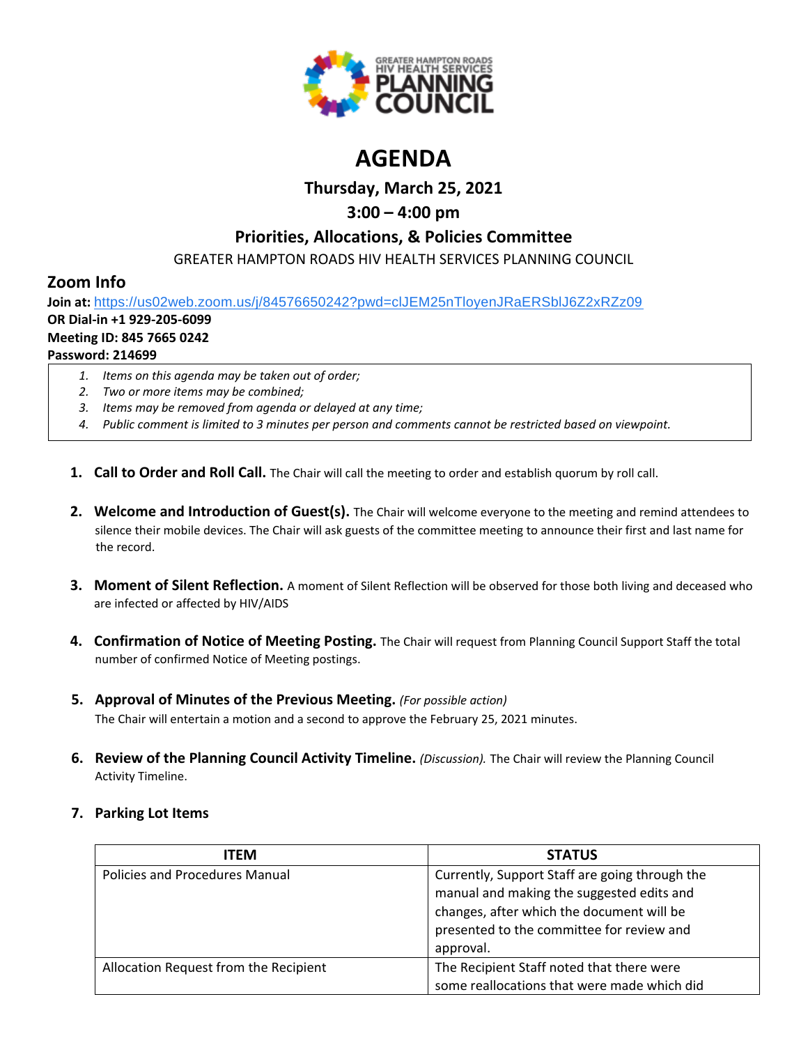GREATER HAMPTON ROADS HIV HEALTH SERVICES PLANNING COUNCIL

# AGENDA

## Thursday, March 25, 2021

## 3:00 – 4:00 pm

## Priorities, Allocations, & Policies Committee

GREATER HAMPTON ROADS HIV HEALTH SERVICES PLANNING COUNCIL

### Zoom Info

**Join at:** https://us02web.zoom.us/j/84576650242?pwd=clJEM25nTloyenJRaERSblJ6Z2xRZz09
**OR Dial-in +1 929-205-6099**
**Meeting ID: 845 7665 0242**
**Password: 214699**

1. *Items on this agenda may be taken out of order;*
2. *Two or more items may be combined;*
3. *Items may be removed from agenda or delayed at any time;*
4. *Public comment is limited to 3 minutes per person and comments cannot be restricted based on viewpoint.*

1. **Call to Order and Roll Call.** The Chair will call the meeting to order and establish quorum by roll call.

2. **Welcome and Introduction of Guest(s).** The Chair will welcome everyone to the meeting and remind attendees to silence their mobile devices. The Chair will ask guests of the committee meeting to announce their first and last name for the record.

3. **Moment of Silent Reflection.** A moment of Silent Reflection will be observed for those both living and deceased who are infected or affected by HIV/AIDS

4. **Confirmation of Notice of Meeting Posting.** The Chair will request from Planning Council Support Staff the total number of confirmed Notice of Meeting postings.

5. **Approval of Minutes of the Previous Meeting.** *(For possible action)*
   The Chair will entertain a motion and a second to approve the February 25, 2021 minutes.

6. **Review of the Planning Council Activity Timeline.** *(Discussion).* The Chair will review the Planning Council Activity Timeline.

7. **Parking Lot Items**

| ITEM | STATUS |
|---|---|
| Policies and Procedures Manual | Currently, Support Staff are going through the manual and making the suggested edits and changes, after which the document will be presented to the committee for review and approval. |
| Allocation Request from the Recipient | The Recipient Staff noted that there were some reallocations that were made which did |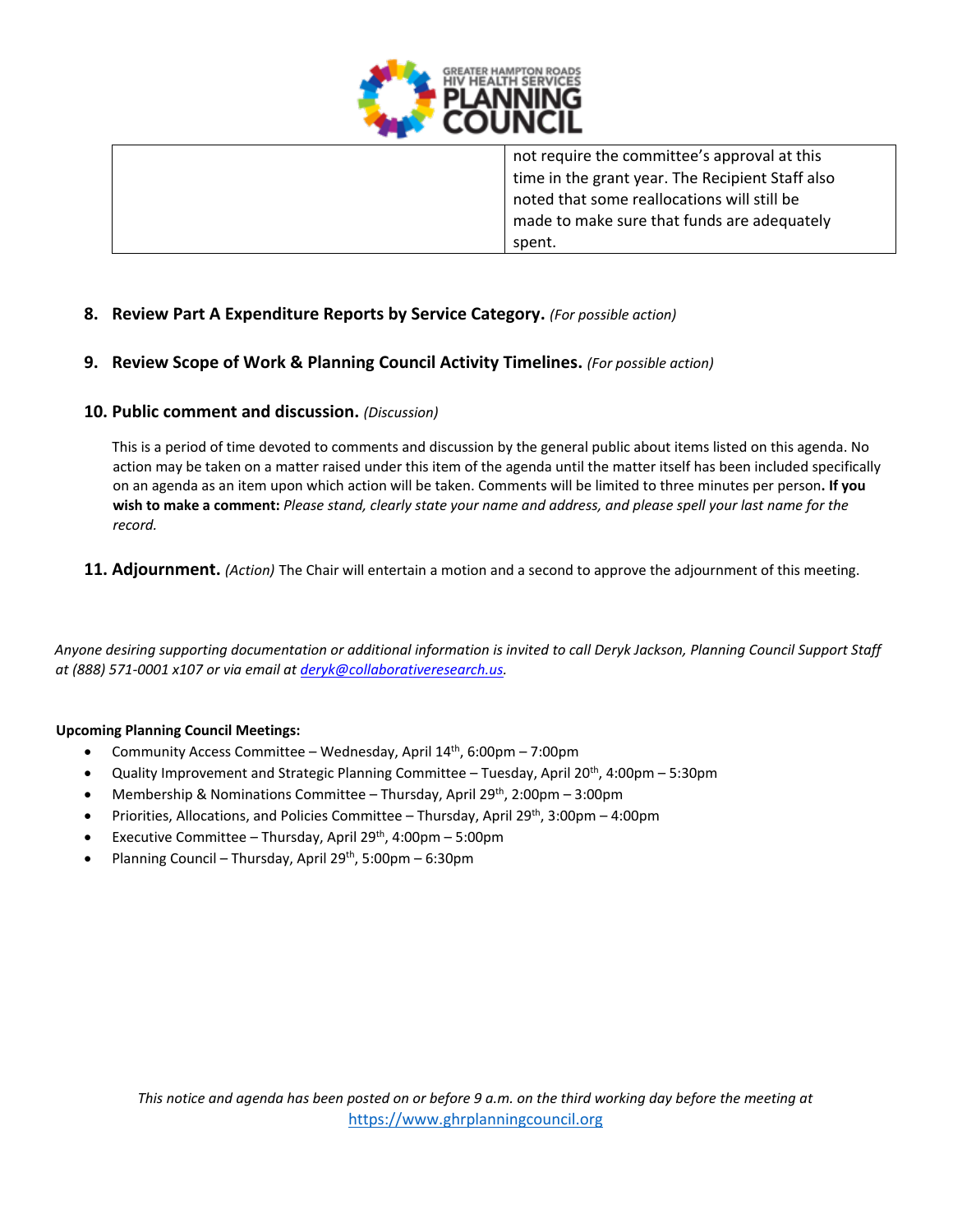| | |
|---|---|
| | not require the committee's approval at this time in the grant year. The Recipient Staff also noted that some reallocations will still be made to make sure that funds are adequately spent. |

8. **Review Part A Expenditure Reports by Service Category.** *(For possible action)*

9. **Review Scope of Work & Planning Council Activity Timelines.** *(For possible action)*

10. **Public comment and discussion.** *(Discussion)*

    This is a period of time devoted to comments and discussion by the general public about items listed on this agenda. No action may be taken on a matter raised under this item of the agenda until the matter itself has been included specifically on an agenda as an item upon which action will be taken. Comments will be limited to three minutes per person**. If you wish to make a comment:** *Please stand, clearly state your name and address, and please spell your last name for the record.*

11. **Adjournment.** *(Action)* The Chair will entertain a motion and a second to approve the adjournment of this meeting.

*Anyone desiring supporting documentation or additional information is invited to call Deryk Jackson, Planning Council Support Staff at (888) 571-0001 x107 or via email at deryk@collaborativeresearch.us.*

**Upcoming Planning Council Meetings:**

- Community Access Committee – Wednesday, April 14th, 6:00pm – 7:00pm
- Quality Improvement and Strategic Planning Committee – Tuesday, April 20th, 4:00pm – 5:30pm
- Membership & Nominations Committee – Thursday, April 29th, 2:00pm – 3:00pm
- Priorities, Allocations, and Policies Committee – Thursday, April 29th, 3:00pm – 4:00pm
- Executive Committee – Thursday, April 29th, 4:00pm – 5:00pm
- Planning Council – Thursday, April 29th, 5:00pm – 6:30pm

*This notice and agenda has been posted on or before 9 a.m. on the third working day before the meeting at* https://www.ghrplanningcouncil.org